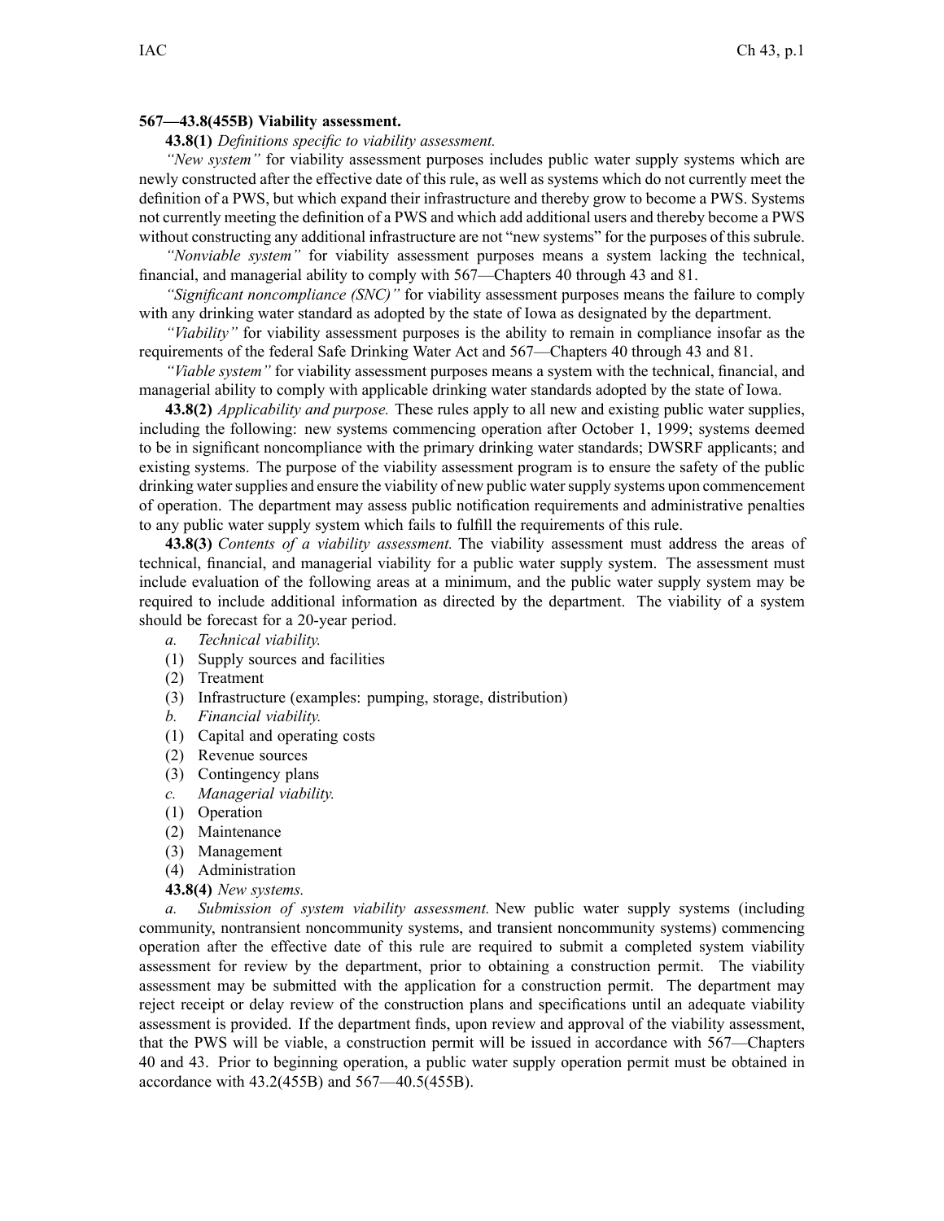**567—43.8(455B) Viability assessment.**

**43.8(1)** *Definitions specific to viability assessment.*

*"New system"* for viability assessment purposes includes public water supply systems which are newly constructed after the effective date of this rule, as well as systems which do not currently meet the definition of a PWS, but which expand their infrastructure and thereby grow to become a PWS. Systems not currently meeting the definition of a PWS and which add additional users and thereby become a PWS without constructing any additional infrastructure are not "new systems" for the purposes of this subrule.

*"Nonviable system"* for viability assessment purposes means a system lacking the technical, financial, and managerial ability to comply with 567—Chapters 40 through 43 and 81.

*"Significant noncompliance (SNC)"* for viability assessment purposes means the failure to comply with any drinking water standard as adopted by the state of Iowa as designated by the department.

*"Viability"* for viability assessment purposes is the ability to remain in compliance insofar as the requirements of the federal Safe Drinking Water Act and 567—Chapters 40 through 43 and 81.

*"Viable system"* for viability assessment purposes means a system with the technical, financial, and managerial ability to comply with applicable drinking water standards adopted by the state of Iowa.

**43.8(2)** *Applicability and purpose.* These rules apply to all new and existing public water supplies, including the following: new systems commencing operation after October 1, 1999; systems deemed to be in significant noncompliance with the primary drinking water standards; DWSRF applicants; and existing systems. The purpose of the viability assessment program is to ensure the safety of the public drinking water supplies and ensure the viability of new public water supply systems upon commencement of operation. The department may assess public notification requirements and administrative penalties to any public water supply system which fails to fulfill the requirements of this rule.

**43.8(3)** *Contents of a viability assessment.* The viability assessment must address the areas of technical, financial, and managerial viability for a public water supply system. The assessment must include evaluation of the following areas at a minimum, and the public water supply system may be required to include additional information as directed by the department. The viability of a system should be forecast for a 20-year period.

*a. Technical viability.*

(1) Supply sources and facilities

(2) Treatment

(3) Infrastructure (examples: pumping, storage, distribution)

*b. Financial viability.*

(1) Capital and operating costs

(2) Revenue sources

(3) Contingency plans

*c. Managerial viability.*

(1) Operation

(2) Maintenance

(3) Management

(4) Administration

**43.8(4)** *New systems.*

*a. Submission of system viability assessment.* New public water supply systems (including community, nontransient noncommunity systems, and transient noncommunity systems) commencing operation after the effective date of this rule are required to submit a completed system viability assessment for review by the department, prior to obtaining a construction permit. The viability assessment may be submitted with the application for a construction permit. The department may reject receipt or delay review of the construction plans and specifications until an adequate viability assessment is provided. If the department finds, upon review and approval of the viability assessment, that the PWS will be viable, a construction permit will be issued in accordance with 567—Chapters 40 and 43. Prior to beginning operation, a public water supply operation permit must be obtained in accordance with 43.2(455B) and 567—40.5(455B).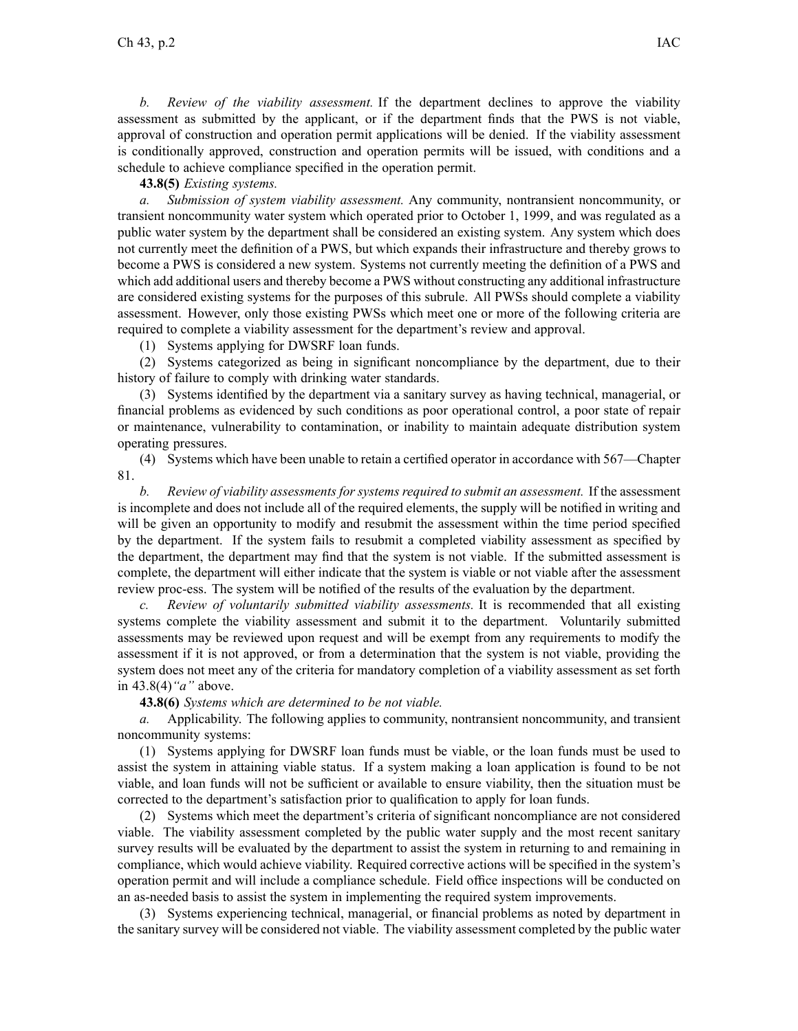*b. Review of the viability assessment.* If the department declines to approve the viability assessment as submitted by the applicant, or if the department finds that the PWS is not viable, approval of construction and operation permit applications will be denied. If the viability assessment is conditionally approved, construction and operation permits will be issued, with conditions and a schedule to achieve compliance specified in the operation permit.

**43.8(5)** *Existing systems.*

*a. Submission of system viability assessment.* Any community, nontransient noncommunity, or transient noncommunity water system which operated prior to October 1, 1999, and was regulated as a public water system by the department shall be considered an existing system. Any system which does not currently meet the definition of a PWS, but which expands their infrastructure and thereby grows to become a PWS is considered a new system. Systems not currently meeting the definition of a PWS and which add additional users and thereby become a PWS without constructing any additional infrastructure are considered existing systems for the purposes of this subrule. All PWSs should complete a viability assessment. However, only those existing PWSs which meet one or more of the following criteria are required to complete a viability assessment for the department's review and approval.

(1) Systems applying for DWSRF loan funds.

(2) Systems categorized as being in significant noncompliance by the department, due to their history of failure to comply with drinking water standards.

(3) Systems identified by the department via a sanitary survey as having technical, managerial, or financial problems as evidenced by such conditions as poor operational control, a poor state of repair or maintenance, vulnerability to contamination, or inability to maintain adequate distribution system operating pressures.

(4) Systems which have been unable to retain a certified operator in accordance with 567—Chapter 81.

*b. Review of viability assessments for systems required to submit an assessment.* If the assessment is incomplete and does not include all of the required elements, the supply will be notified in writing and will be given an opportunity to modify and resubmit the assessment within the time period specified by the department. If the system fails to resubmit a completed viability assessment as specified by the department, the department may find that the system is not viable. If the submitted assessment is complete, the department will either indicate that the system is viable or not viable after the assessment review proc-ess. The system will be notified of the results of the evaluation by the department.

*c. Review of voluntarily submitted viability assessments.* It is recommended that all existing systems complete the viability assessment and submit it to the department. Voluntarily submitted assessments may be reviewed upon request and will be exempt from any requirements to modify the assessment if it is not approved, or from a determination that the system is not viable, providing the system does not meet any of the criteria for mandatory completion of a viability assessment as set forth in 43.8(4)*"a"* above.

**43.8(6)** *Systems which are determined to be not viable.*

*a.* Applicability. The following applies to community, nontransient noncommunity, and transient noncommunity systems:

(1) Systems applying for DWSRF loan funds must be viable, or the loan funds must be used to assist the system in attaining viable status. If a system making a loan application is found to be not viable, and loan funds will not be sufficient or available to ensure viability, then the situation must be corrected to the department's satisfaction prior to qualification to apply for loan funds.

(2) Systems which meet the department's criteria of significant noncompliance are not considered viable. The viability assessment completed by the public water supply and the most recent sanitary survey results will be evaluated by the department to assist the system in returning to and remaining in compliance, which would achieve viability. Required corrective actions will be specified in the system's operation permit and will include a compliance schedule. Field office inspections will be conducted on an as-needed basis to assist the system in implementing the required system improvements.

(3) Systems experiencing technical, managerial, or financial problems as noted by department in the sanitary survey will be considered not viable. The viability assessment completed by the public water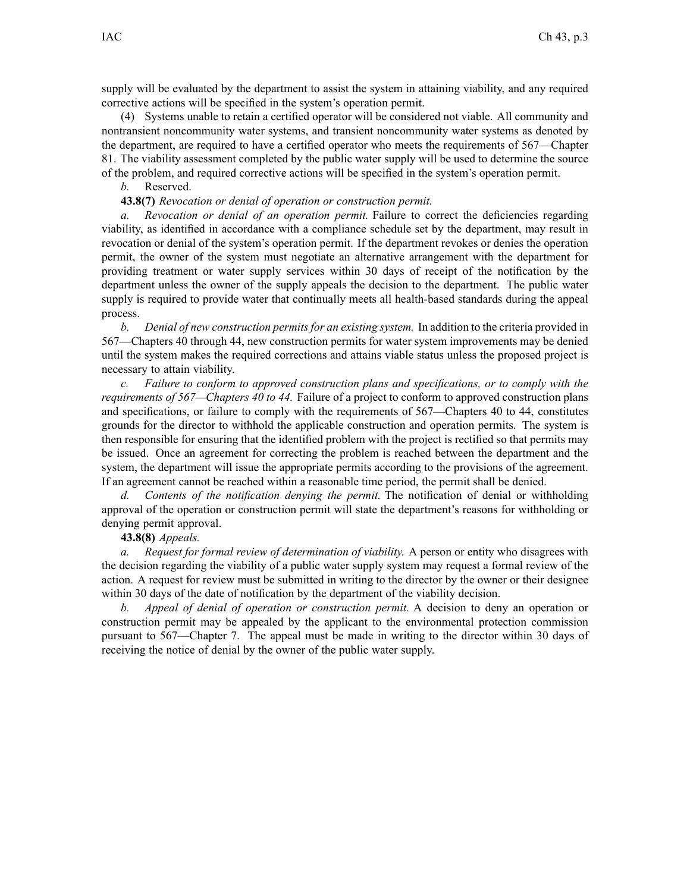supply will be evaluated by the department to assist the system in attaining viability, and any required corrective actions will be specified in the system's operation permit.

(4) Systems unable to retain a certified operator will be considered not viable. All community and nontransient noncommunity water systems, and transient noncommunity water systems as denoted by the department, are required to have a certified operator who meets the requirements of 567—Chapter 81. The viability assessment completed by the public water supply will be used to determine the source of the problem, and required corrective actions will be specified in the system's operation permit.

*b.* Reserved.

**43.8(7)** *Revocation or denial of operation or construction permit.*

*a.* *Revocation or denial of an operation permit.* Failure to correct the deficiencies regarding viability, as identified in accordance with a compliance schedule set by the department, may result in revocation or denial of the system's operation permit. If the department revokes or denies the operation permit, the owner of the system must negotiate an alternative arrangement with the department for providing treatment or water supply services within 30 days of receipt of the notification by the department unless the owner of the supply appeals the decision to the department. The public water supply is required to provide water that continually meets all health-based standards during the appeal process.

*b.* *Denial of new construction permits for an existing system.* In addition to the criteria provided in 567—Chapters 40 through 44, new construction permits for water system improvements may be denied until the system makes the required corrections and attains viable status unless the proposed project is necessary to attain viability.

*c.* *Failure to conform to approved construction plans and specifications, or to comply with the requirements of 567—Chapters 40 to 44.* Failure of a project to conform to approved construction plans and specifications, or failure to comply with the requirements of 567—Chapters 40 to 44, constitutes grounds for the director to withhold the applicable construction and operation permits. The system is then responsible for ensuring that the identified problem with the project is rectified so that permits may be issued. Once an agreement for correcting the problem is reached between the department and the system, the department will issue the appropriate permits according to the provisions of the agreement. If an agreement cannot be reached within a reasonable time period, the permit shall be denied.

*d.* *Contents of the notification denying the permit.* The notification of denial or withholding approval of the operation or construction permit will state the department's reasons for withholding or denying permit approval.

**43.8(8)** *Appeals.*

*a.* *Request for formal review of determination of viability.* A person or entity who disagrees with the decision regarding the viability of a public water supply system may request a formal review of the action. A request for review must be submitted in writing to the director by the owner or their designee within 30 days of the date of notification by the department of the viability decision.

*b.* *Appeal of denial of operation or construction permit.* A decision to deny an operation or construction permit may be appealed by the applicant to the environmental protection commission pursuant to 567—Chapter 7. The appeal must be made in writing to the director within 30 days of receiving the notice of denial by the owner of the public water supply.